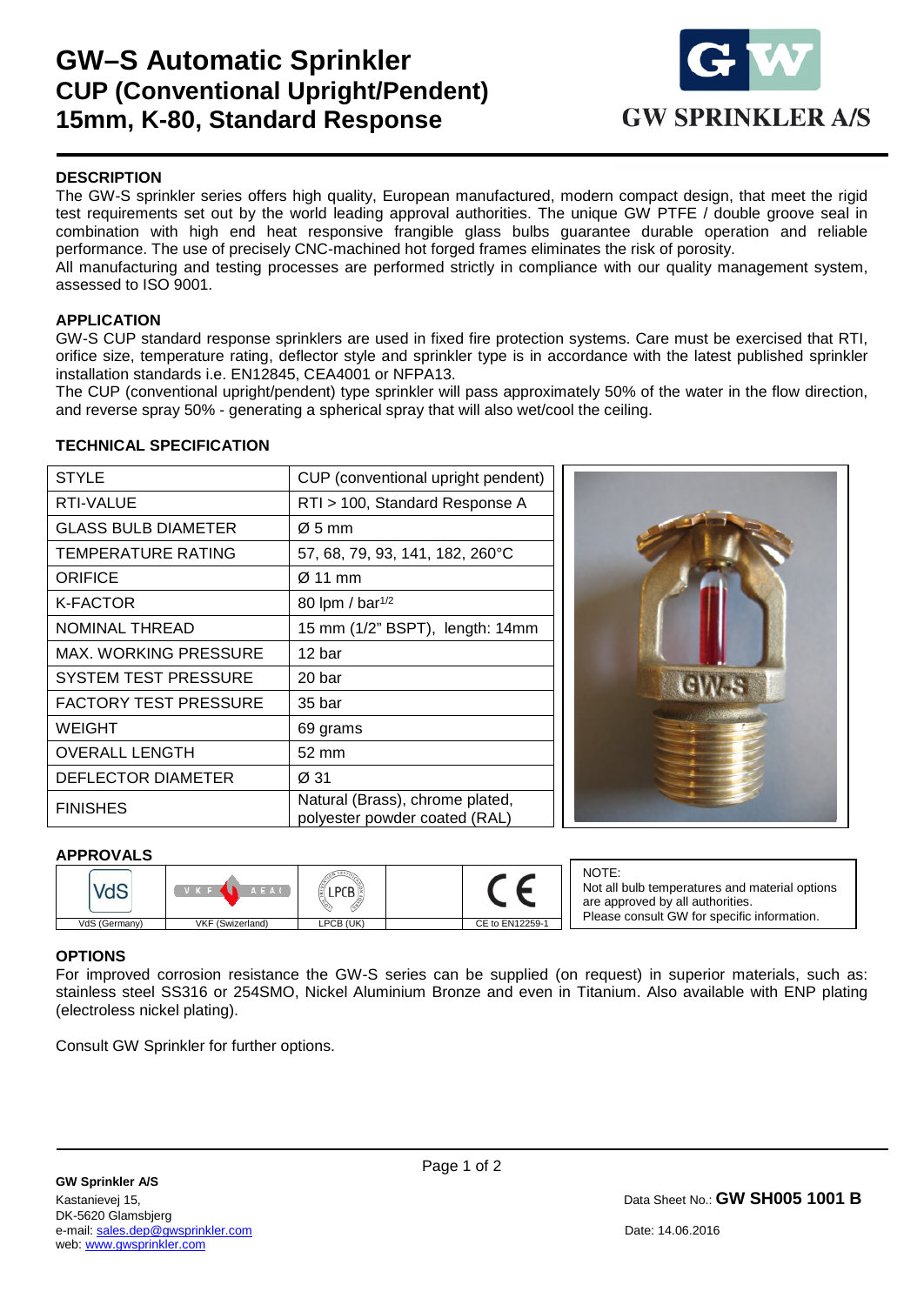# GW–S Automatic Sprinkler
## CUP (Conventional Upright/Pendent)
## 15mm, K-80, Standard Response

GW SPRINKLER A/S

### DESCRIPTION

The GW-S sprinkler series offers high quality, European manufactured, modern compact design, that meet the rigid test requirements set out by the world leading approval authorities. The unique GW PTFE / double groove seal in combination with high end heat responsive frangible glass bulbs guarantee durable operation and reliable performance. The use of precisely CNC-machined hot forged frames eliminates the risk of porosity.
All manufacturing and testing processes are performed strictly in compliance with our quality management system, assessed to ISO 9001.

### APPLICATION

GW-S CUP standard response sprinklers are used in fixed fire protection systems. Care must be exercised that RTI, orifice size, temperature rating, deflector style and sprinkler type is in accordance with the latest published sprinkler installation standards i.e. EN12845, CEA4001 or NFPA13.
The CUP (conventional upright/pendent) type sprinkler will pass approximately 50% of the water in the flow direction, and reverse spray 50% - generating a spherical spray that will also wet/cool the ceiling.

### TECHNICAL SPECIFICATION

| STYLE | CUP (conventional upright pendent) |
|---|---|
| RTI-VALUE | RTI > 100, Standard Response A |
| GLASS BULB DIAMETER | Ø 5 mm |
| TEMPERATURE RATING | 57, 68, 79, 93, 141, 182, 260°C |
| ORIFICE | Ø 11 mm |
| K-FACTOR | 80 lpm / bar$^{1/2}$ |
| NOMINAL THREAD | 15 mm (1/2" BSPT), length: 14mm |
| MAX. WORKING PRESSURE | 12 bar |
| SYSTEM TEST PRESSURE | 20 bar |
| FACTORY TEST PRESSURE | 35 bar |
| WEIGHT | 69 grams |
| OVERALL LENGTH | 52 mm |
| DEFLECTOR DIAMETER | Ø 31 |
| FINISHES | Natural (Brass), chrome plated, polyester powder coated (RAL) |

### APPROVALS

| VdS | VKF | LPCB | | CE |
|---|---|---|---|---|
| VdS (Germany) | VKF (Swizerland) | LPCB (UK) | | CE to EN12259-1 |

NOTE:
Not all bulb temperatures and material options are approved by all authorities.
Please consult GW for specific information.

### OPTIONS

For improved corrosion resistance the GW-S series can be supplied (on request) in superior materials, such as: stainless steel SS316 or 254SMO, Nickel Aluminium Bronze and even in Titanium. Also available with ENP plating (electroless nickel plating).

Consult GW Sprinkler for further options.

**GW Sprinkler A/S**
Kastanievej 15,
DK-5620 Glamsbjerg
e-mail: sales.dep@gwsprinkler.com
web: www.gwsprinkler.com

Data Sheet No.: **GW SH005 1001 B**

Date: 14.06.2016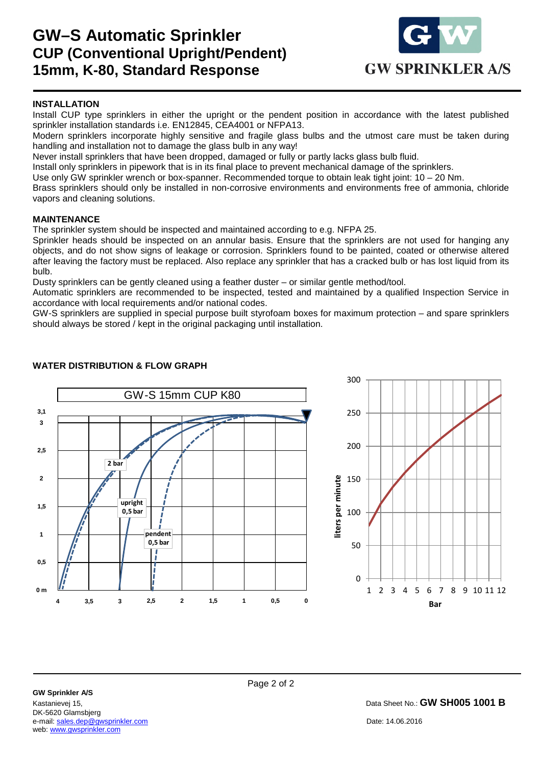# GW–S Automatic Sprinkler
## CUP (Conventional Upright/Pendent)
## 15mm, K-80, Standard Response

GW SPRINKLER A/S

### INSTALLATION

Install CUP type sprinklers in either the upright or the pendent position in accordance with the latest published sprinkler installation standards i.e. EN12845, CEA4001 or NFPA13.

Modern sprinklers incorporate highly sensitive and fragile glass bulbs and the utmost care must be taken during handling and installation not to damage the glass bulb in any way!

Never install sprinklers that have been dropped, damaged or fully or partly lacks glass bulb fluid.

Install only sprinklers in pipework that is in its final place to prevent mechanical damage of the sprinklers.

Use only GW sprinkler wrench or box-spanner. Recommended torque to obtain leak tight joint: 10 – 20 Nm.

Brass sprinklers should only be installed in non-corrosive environments and environments free of ammonia, chloride vapors and cleaning solutions.

### MAINTENANCE

The sprinkler system should be inspected and maintained according to e.g. NFPA 25.

Sprinkler heads should be inspected on an annular basis. Ensure that the sprinklers are not used for hanging any objects, and do not show signs of leakage or corrosion. Sprinklers found to be painted, coated or otherwise altered after leaving the factory must be replaced. Also replace any sprinkler that has a cracked bulb or has lost liquid from its bulb.

Dusty sprinklers can be gently cleaned using a feather duster – or similar gentle method/tool.

Automatic sprinklers are recommended to be inspected, tested and maintained by a qualified Inspection Service in accordance with local requirements and/or national codes.

GW-S sprinklers are supplied in special purpose built styrofoam boxes for maximum protection – and spare sprinklers should always be stored / kept in the original packaging until installation.

### WATER DISTRIBUTION & FLOW GRAPH

GW-S 15mm CUP K80

3,1
3
2,5
2
1,5
1
0,5
0 m

4 3,5 3 2,5 2 1,5 1 0,5 0

2 bar
upright 0,5 bar
pendent 0,5 bar

300
250
200
150
100
50
0

liters per minute

1 2 3 4 5 6 7 8 9 10 11 12

Bar

**GW Sprinkler A/S**
Kastanievej 15,
DK-5620 Glamsbjerg
e-mail: sales.dep@gwsprinkler.com
web: www.gwsprinkler.com

Data Sheet No.: **GW SH005 1001 B**

Date: 14.06.2016